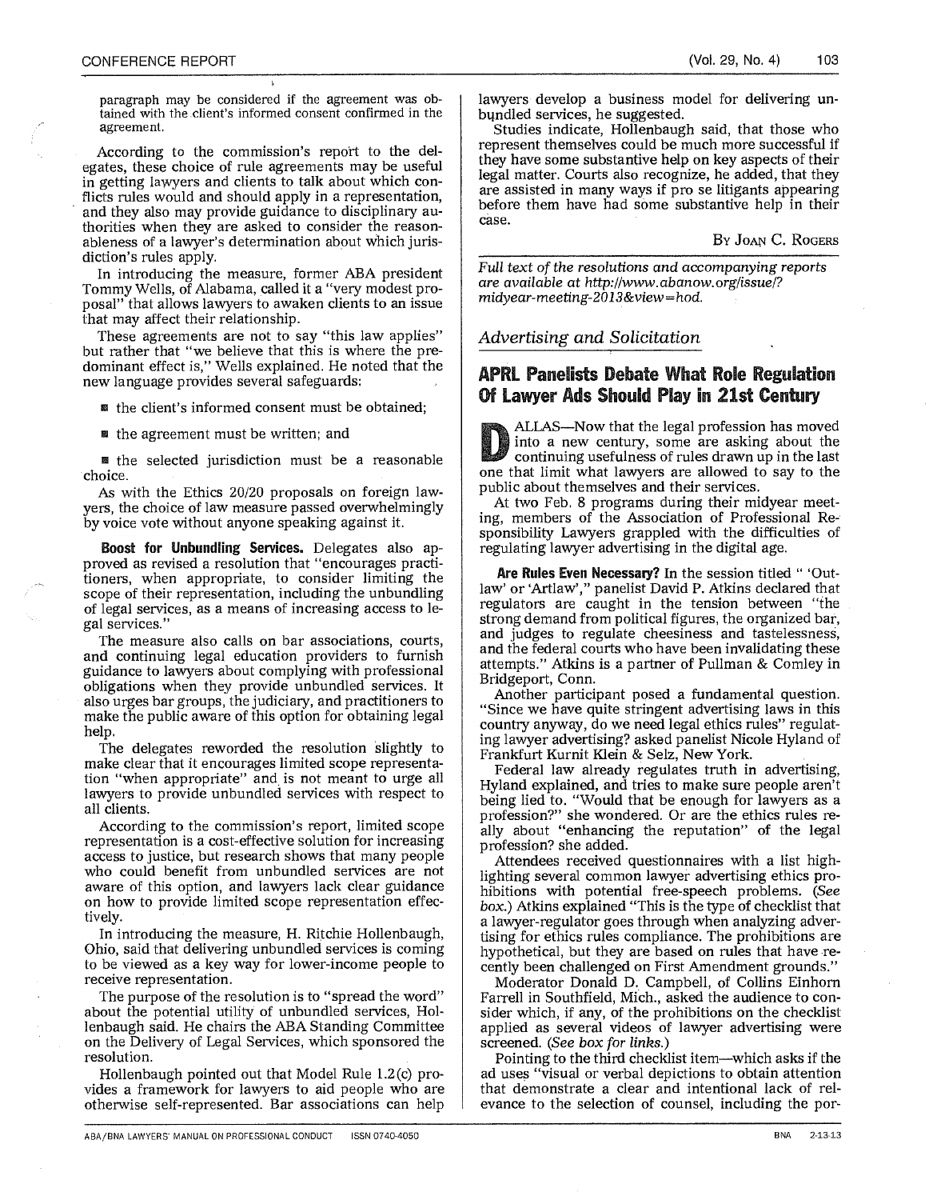paragraph may be considered if the agreement was obtained with the client's informed consent confirmed in the agreement.

According to the commission's report to the delegates, these choice of rule agreements may be useful in getting lawyers and clients to talk about which conflicts rules would and should apply in a representation, and they also may provide guidance to disciplinary authorities when they are asked to consider the reasonableness of a lawyer's determination about which jurisdiction's rules apply.

In introducing the measure, former ABA president Tommy Wells, of Alabama, called it a "very modest proposal" that allows lawyers to awaken clients to an issue that may affect their relationship.

These agreements are not to say "this law applies" but rather that "we believe that this is where the predominant effect is," Wells explained. He noted that the new language provides several safeguards:

- the client's informed consent must be obtained;
- the agreement must be written; and
- the selected jurisdiction must be a reasonable choice.

As with the Ethics 20/20 proposals on foreign lawyers, the choice of law measure passed overwhelmingly by voice vote without anyone speaking against it.

**Boost for Unbundling Services.** Delegates also approved as revised a resolution that "encourages practitioners, when appropriate, to consider limiting the scope of their representation, including the unbundling of legal services, as a means of increasing access to legal services."

The measure also calls on bar associations, courts, and continuing legal education providers to furnish guidance to lawyers about complying with professional obligations when they provide unbundled services. It also urges bar groups, the judiciary, and practitioners to make the public aware of this option for obtaining legal help.

The delegates reworded the resolution slightly to make clear that it encourages limited scope representation "when appropriate" and is not meant to urge all lawyers to provide unbundled services with respect to all clients.

According to the commission's report, limited scope representation is a cost-effective solution for increasing access to justice, but research shows that many people who could benefit from unbundled services are not aware of this option, and lawyers lack clear guidance on how to provide limited scope representation effectively.

In introducing the measure, H. Ritchie Hollenbaugh, Ohio, said that delivering unbundled services is coming to be viewed as a key way for lower-income people to receive representation.

The purpose of the resolution is to "spread the word" about the potential utility of unbundled services, Hollenbaugh said. He chairs the ABA Standing Committee on the Delivery of Legal Services, which sponsored the resolution.

Hollenbaugh pointed out that Model Rule 1.2(c) provides a framework for lawyers to aid people who are otherwise self-represented. Bar associations can help lawyers develop a business model for delivering unbundled services, he suggested.

Studies indicate, Hollenbaugh said, that those who represent themselves could be much more successful if they have some substantive help on key aspects of their legal matter. Courts also recognize, he added, that they are assisted in many ways if pro se litigants appearing before them have had some substantive help in their case.

By Joan C. Rogers

*Full text of the resolutions and accompanying reports are available at http://www.abanow.org/issue/?midyear-meeting-2013&view=hod.*

## *Advertising and Solicitation*

# APRL Panelists Debate What Role Regulation Of Lawyer Ads Should Play in 21st Century

DALLAS—Now that the legal profession has moved into a new century, some are asking about the continuing usefulness of rules drawn up in the last one that limit what lawyers are allowed to say to the public about themselves and their services.

At two Feb. 8 programs during their midyear meeting, members of the Association of Professional Responsibility Lawyers grappled with the difficulties of regulating lawyer advertising in the digital age.

**Are Rules Even Necessary?** In the session titled " 'Outlaw' or 'Artlaw'," panelist David P. Atkins declared that regulators are caught in the tension between "the strong demand from political figures, the organized bar, and judges to regulate cheesiness and tastelessness, and the federal courts who have been invalidating these attempts." Atkins is a partner of Pullman & Comley in Bridgeport, Conn.

Another participant posed a fundamental question. "Since we have quite stringent advertising laws in this country anyway, do we need legal ethics rules" regulating lawyer advertising? asked panelist Nicole Hyland of Frankfurt Kurnit Klein & Selz, New York.

Federal law already regulates truth in advertising, Hyland explained, and tries to make sure people aren't being lied to. "Would that be enough for lawyers as a profession?" she wondered. Or are the ethics rules really about "enhancing the reputation" of the legal profession? she added.

Attendees received questionnaires with a list highlighting several common lawyer advertising ethics prohibitions with potential free-speech problems. (*See box.*) Atkins explained "This is the type of checklist that a lawyer-regulator goes through when analyzing advertising for ethics rules compliance. The prohibitions are hypothetical, but they are based on rules that have recently been challenged on First Amendment grounds."

Moderator Donald D. Campbell, of Collins Einhorn Farrell in Southfield, Mich., asked the audience to consider which, if any, of the prohibitions on the checklist applied as several videos of lawyer advertising were screened. (*See box for links.*)

Pointing to the third checklist item—which asks if the ad uses "visual or verbal depictions to obtain attention that demonstrate a clear and intentional lack of relevance to the selection of counsel, including the por-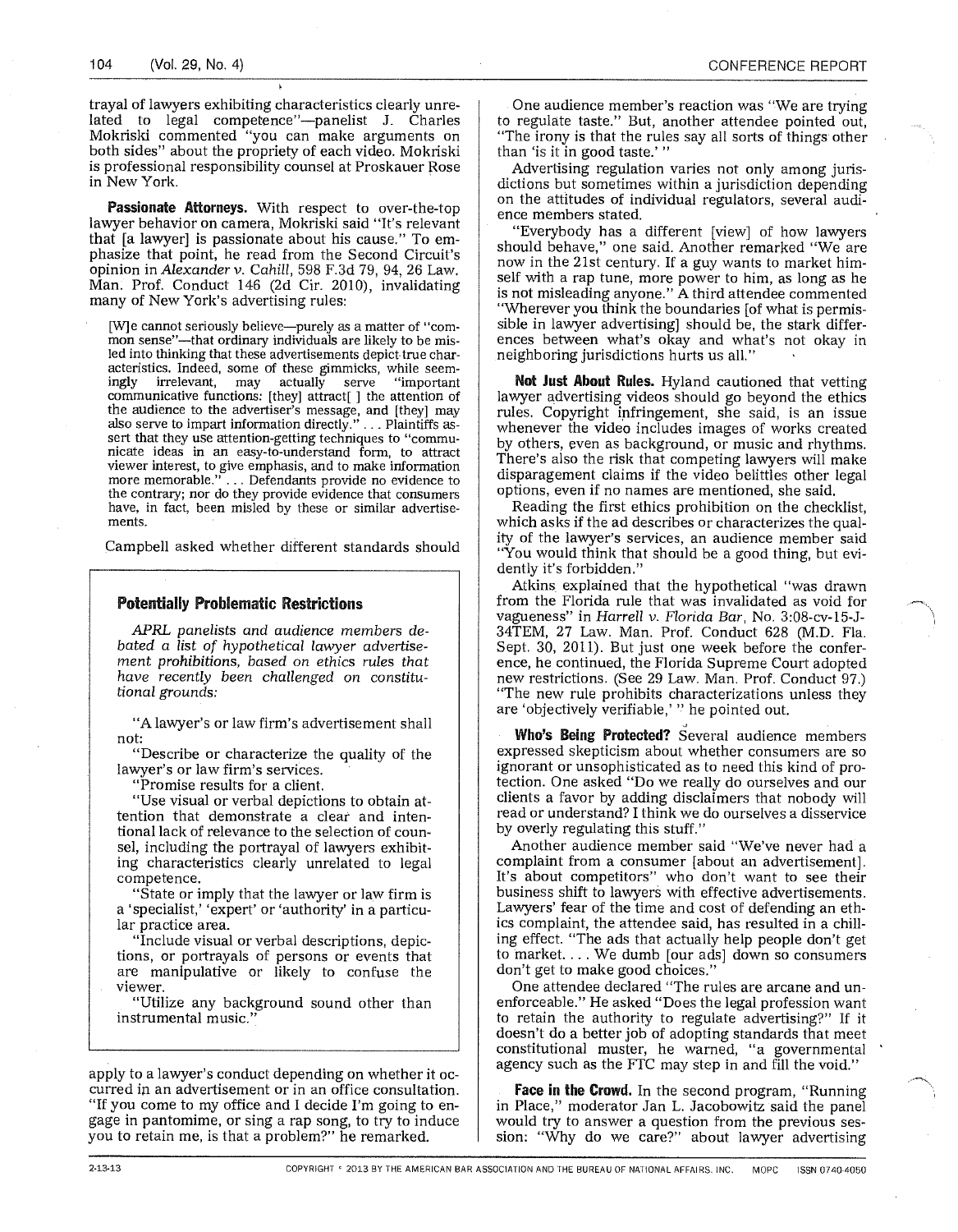trayal of lawyers exhibiting characteristics clearly unrelated to legal competence"—panelist J. Charles Mokriski commented "you can make arguments on both sides" about the propriety of each video. Mokriski is professional responsibility counsel at Proskauer Rose in New York.

**Passionate Attorneys.** With respect to over-the-top lawyer behavior on camera, Mokriski said "It's relevant that [a lawyer] is passionate about his cause." To emphasize that point, he read from the Second Circuit's opinion in *Alexander v. Cahill*, 598 F.3d 79, 94, 26 Law. Man. Prof. Conduct 146 (2d Cir. 2010), invalidating many of New York's advertising rules:

> [W]e cannot seriously believe—purely as a matter of "common sense"—that ordinary individuals are likely to be misled into thinking that these advertisements depict true characteristics. Indeed, some of these gimmicks, while seemingly irrelevant, may actually serve "important communicative functions: [they] attract[ ] the attention of the audience to the advertiser's message, and [they] may also serve to impart information directly." . . . Plaintiffs assert that they use attention-getting techniques to "communicate ideas in an easy-to-understand form, to attract viewer interest, to give emphasis, and to make information more memorable." . . . Defendants provide no evidence to the contrary; nor do they provide evidence that consumers have, in fact, been misled by these or similar advertisements.

Campbell asked whether different standards should apply to a lawyer's conduct depending on whether it occurred in an advertisement or in an office consultation. "If you come to my office and I decide I'm going to engage in pantomime, or sing a rap song, to try to induce you to retain me, is that a problem?" he remarked.

### Potentially Problematic Restrictions

*APRL panelists and audience members debated a list of hypothetical lawyer advertisement prohibitions, based on ethics rules that have recently been challenged on constitutional grounds:*

"A lawyer's or law firm's advertisement shall not:

"Describe or characterize the quality of the lawyer's or law firm's services.

"Promise results for a client.

"Use visual or verbal depictions to obtain attention that demonstrate a clear and intentional lack of relevance to the selection of counsel, including the portrayal of lawyers exhibiting characteristics clearly unrelated to legal competence.

"State or imply that the lawyer or law firm is a 'specialist,' 'expert' or 'authority' in a particular practice area.

"Include visual or verbal descriptions, depictions, or portrayals of persons or events that are manipulative or likely to confuse the viewer.

"Utilize any background sound other than instrumental music."

One audience member's reaction was "We are trying to regulate taste." But, another attendee pointed out, "The irony is that the rules say all sorts of things other than 'is it in good taste.' "

Advertising regulation varies not only among jurisdictions but sometimes within a jurisdiction depending on the attitudes of individual regulators, several audience members stated.

"Everybody has a different [view] of how lawyers should behave," one said. Another remarked "We are now in the 21st century. If a guy wants to market himself with a rap tune, more power to him, as long as he is not misleading anyone." A third attendee commented "Wherever you think the boundaries [of what is permissible in lawyer advertising] should be, the stark differences between what's okay and what's not okay in neighboring jurisdictions hurts us all."

**Not Just About Rules.** Hyland cautioned that vetting lawyer advertising videos should go beyond the ethics rules. Copyright infringement, she said, is an issue whenever the video includes images of works created by others, even as background, or music and rhythms. There's also the risk that competing lawyers will make disparagement claims if the video belittles other legal options, even if no names are mentioned, she said.

Reading the first ethics prohibition on the checklist, which asks if the ad describes or characterizes the quality of the lawyer's services, an audience member said "You would think that should be a good thing, but evidently it's forbidden."

Atkins explained that the hypothetical "was drawn from the Florida rule that was invalidated as void for vagueness" in *Harrell v. Florida Bar*, No. 3:08-cv-15-J-34TEM, 27 Law. Man. Prof. Conduct 628 (M.D. Fla. Sept. 30, 2011). But just one week before the conference, he continued, the Florida Supreme Court adopted new restrictions. (See 29 Law. Man. Prof. Conduct 97.) "The new rule prohibits characterizations unless they are 'objectively verifiable,' " he pointed out.

**Who's Being Protected?** Several audience members expressed skepticism about whether consumers are so ignorant or unsophisticated as to need this kind of protection. One asked "Do we really do ourselves and our clients a favor by adding disclaimers that nobody will read or understand? I think we do ourselves a disservice by overly regulating this stuff."

Another audience member said "We've never had a complaint from a consumer [about an advertisement]. It's about competitors" who don't want to see their business shift to lawyers with effective advertisements. Lawyers' fear of the time and cost of defending an ethics complaint, the attendee said, has resulted in a chilling effect. "The ads that actually help people don't get to market. . . . We dumb [our ads] down so consumers don't get to make good choices."

One attendee declared "The rules are arcane and unenforceable." He asked "Does the legal profession want to retain the authority to regulate advertising?" If it doesn't do a better job of adopting standards that meet constitutional muster, he warned, "a governmental agency such as the FTC may step in and fill the void."

**Face in the Crowd.** In the second program, "Running in Place," moderator Jan L. Jacobowitz said the panel would try to answer a question from the previous session: "Why do we care?" about lawyer advertising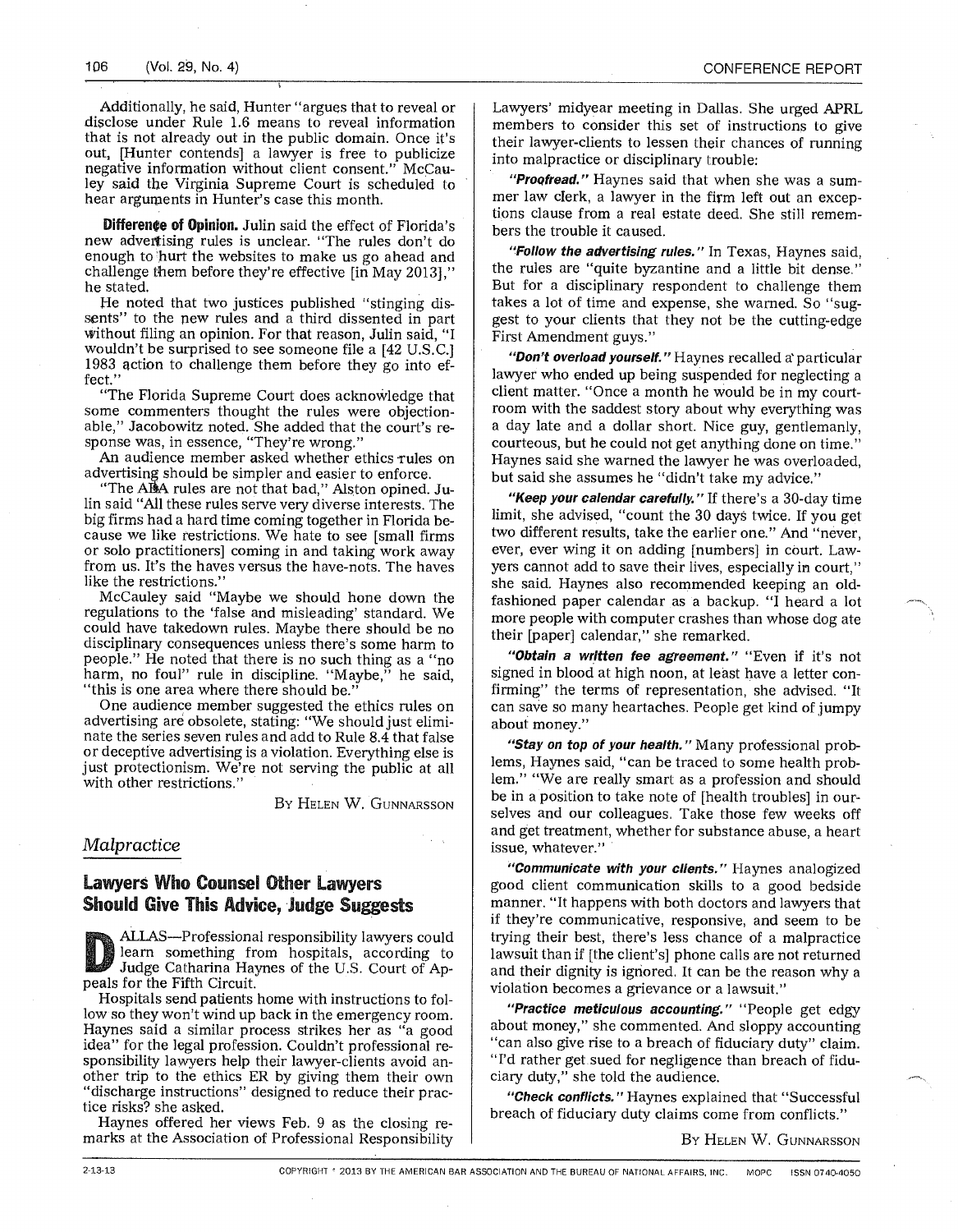Additionally, he said, Hunter "argues that to reveal or disclose under Rule 1.6 means to reveal information that is not already out in the public domain. Once it's out, [Hunter contends] a lawyer is free to publicize negative information without client consent." McCauley said the Virginia Supreme Court is scheduled to hear arguments in Hunter's case this month.

**Difference of Opinion.** Julin said the effect of Florida's new advertising rules is unclear. "The rules don't do enough to hurt the websites to make us go ahead and challenge them before they're effective [in May 2013]," he stated.

He noted that two justices published "stinging dissents" to the new rules and a third dissented in part without filing an opinion. For that reason, Julin said, "I wouldn't be surprised to see someone file a [42 U.S.C.] 1983 action to challenge them before they go into effect."

"The Florida Supreme Court does acknowledge that some commenters thought the rules were objectionable," Jacobowitz noted. She added that the court's response was, in essence, "They're wrong."

An audience member asked whether ethics rules on advertising should be simpler and easier to enforce.

"The ABA rules are not that bad," Alston opined. Julin said "All these rules serve very diverse interests. The big firms had a hard time coming together in Florida because we like restrictions. We hate to see [small firms or solo practitioners] coming in and taking work away from us. It's the haves versus the have-nots. The haves like the restrictions."

McCauley said "Maybe we should hone down the regulations to the 'false and misleading' standard. We could have takedown rules. Maybe there should be no disciplinary consequences unless there's some harm to people." He noted that there is no such thing as a "no harm, no foul" rule in discipline. "Maybe," he said, "this is one area where there should be."

One audience member suggested the ethics rules on advertising are obsolete, stating: "We should just eliminate the series seven rules and add to Rule 8.4 that false or deceptive advertising is a violation. Everything else is just protectionism. We're not serving the public at all with other restrictions."

By Helen W. Gunnarsson

*Malpractice*

## Lawyers Who Counsel Other Lawyers Should Give This Advice, Judge Suggests

DALLAS—Professional responsibility lawyers could learn something from hospitals, according to Judge Catharina Haynes of the U.S. Court of Appeals for the Fifth Circuit.

Hospitals send patients home with instructions to follow so they won't wind up back in the emergency room. Haynes said a similar process strikes her as "a good idea" for the legal profession. Couldn't professional responsibility lawyers help their lawyer-clients avoid another trip to the ethics ER by giving them their own "discharge instructions" designed to reduce their practice risks? she asked.

Haynes offered her views Feb. 9 as the closing remarks at the Association of Professional Responsibility Lawyers' midyear meeting in Dallas. She urged APRL members to consider this set of instructions to give their lawyer-clients to lessen their chances of running into malpractice or disciplinary trouble:

***"Proofread."*** Haynes said that when she was a summer law clerk, a lawyer in the firm left out an exceptions clause from a real estate deed. She still remembers the trouble it caused.

***"Follow the advertising rules."*** In Texas, Haynes said, the rules are "quite byzantine and a little bit dense." But for a disciplinary respondent to challenge them takes a lot of time and expense, she warned. So "suggest to your clients that they not be the cutting-edge First Amendment guys."

***"Don't overload yourself."*** Haynes recalled a particular lawyer who ended up being suspended for neglecting a client matter. "Once a month he would be in my courtroom with the saddest story about why everything was a day late and a dollar short. Nice guy, gentlemanly, courteous, but he could not get anything done on time." Haynes said she warned the lawyer he was overloaded, but said she assumes he "didn't take my advice."

***"Keep your calendar carefully."*** If there's a 30-day time limit, she advised, "count the 30 days twice. If you get two different results, take the earlier one." And "never, ever, ever wing it on adding [numbers] in court. Lawyers cannot add to save their lives, especially in court," she said. Haynes also recommended keeping an old-fashioned paper calendar as a backup. "I heard a lot more people with computer crashes than whose dog ate their [paper] calendar," she remarked.

***"Obtain a written fee agreement."*** "Even if it's not signed in blood at high noon, at least have a letter confirming" the terms of representation, she advised. "It can save so many heartaches. People get kind of jumpy about money."

***"Stay on top of your health."*** Many professional problems, Haynes said, "can be traced to some health problem." "We are really smart as a profession and should be in a position to take note of [health troubles] in ourselves and our colleagues. Take those few weeks off and get treatment, whether for substance abuse, a heart issue, whatever."

***"Communicate with your clients."*** Haynes analogized good client communication skills to a good bedside manner. "It happens with both doctors and lawyers that if they're communicative, responsive, and seem to be trying their best, there's less chance of a malpractice lawsuit than if [the client's] phone calls are not returned and their dignity is ignored. It can be the reason why a violation becomes a grievance or a lawsuit."

***"Practice meticulous accounting."*** "People get edgy about money," she commented. And sloppy accounting "can also give rise to a breach of fiduciary duty" claim. "I'd rather get sued for negligence than breach of fiduciary duty," she told the audience.

***"Check conflicts."*** Haynes explained that "Successful breach of fiduciary duty claims come from conflicts."

By Helen W. Gunnarsson